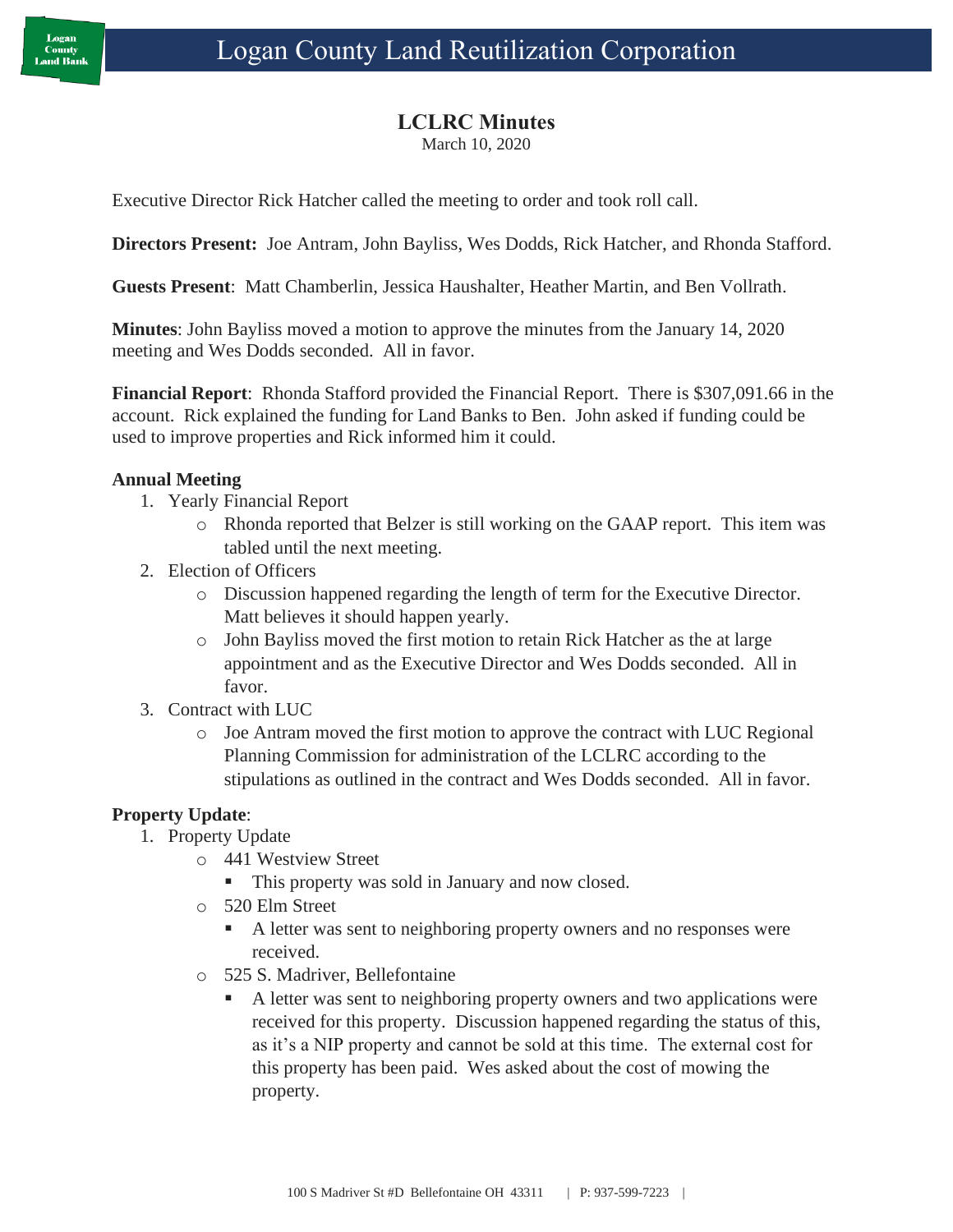# Logan County Land Reutilization Corporation

## LCLRC Minutes

March 10, 2020

Executive Director Rick Hatcher called the meeting to order and took roll call.

**Directors Present:** Joe Antram, John Bayliss, Wes Dodds, Rick Hatcher, and Rhonda Stafford.

**Guests Present**: Matt Chamberlin, Jessica Haushalter, Heather Martin, and Ben Vollrath.

**Minutes**: John Bayliss moved a motion to approve the minutes from the January 14, 2020 meeting and Wes Dodds seconded. All in favor.

**Financial Report**: Rhonda Stafford provided the Financial Report. There is $307,091.66 in the account. Rick explained the funding for Land Banks to Ben. John asked if funding could be used to improve properties and Rick informed him it could.

**Annual Meeting**

1. Yearly Financial Report
   - Rhonda reported that Belzer is still working on the GAAP report. This item was tabled until the next meeting.
2. Election of Officers
   - Discussion happened regarding the length of term for the Executive Director. Matt believes it should happen yearly.
   - John Bayliss moved the first motion to retain Rick Hatcher as the at large appointment and as the Executive Director and Wes Dodds seconded. All in favor.
3. Contract with LUC
   - Joe Antram moved the first motion to approve the contract with LUC Regional Planning Commission for administration of the LCLRC according to the stipulations as outlined in the contract and Wes Dodds seconded. All in favor.

**Property Update**:

1. Property Update
   - 441 Westview Street
     - This property was sold in January and now closed.
   - 520 Elm Street
     - A letter was sent to neighboring property owners and no responses were received.
   - 525 S. Madriver, Bellefontaine
     - A letter was sent to neighboring property owners and two applications were received for this property. Discussion happened regarding the status of this, as it's a NIP property and cannot be sold at this time. The external cost for this property has been paid. Wes asked about the cost of mowing the property.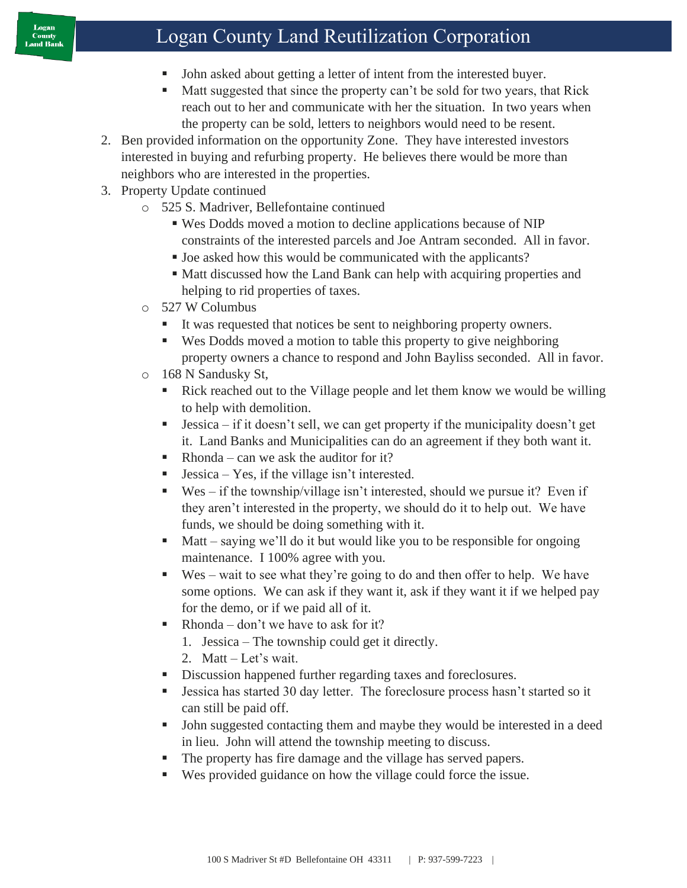- John asked about getting a letter of intent from the interested buyer.
- Matt suggested that since the property can't be sold for two years, that Rick reach out to her and communicate with her the situation. In two years when the property can be sold, letters to neighbors would need to be resent.

2. Ben provided information on the opportunity Zone. They have interested investors interested in buying and refurbing property. He believes there would be more than neighbors who are interested in the properties.
3. Property Update continued
   - 525 S. Madriver, Bellefontaine continued
     - Wes Dodds moved a motion to decline applications because of NIP constraints of the interested parcels and Joe Antram seconded. All in favor.
     - Joe asked how this would be communicated with the applicants?
     - Matt discussed how the Land Bank can help with acquiring properties and helping to rid properties of taxes.
   - 527 W Columbus
     - It was requested that notices be sent to neighboring property owners.
     - Wes Dodds moved a motion to table this property to give neighboring property owners a chance to respond and John Bayliss seconded. All in favor.
   - 168 N Sandusky St,
     - Rick reached out to the Village people and let them know we would be willing to help with demolition.
     - Jessica – if it doesn't sell, we can get property if the municipality doesn't get it. Land Banks and Municipalities can do an agreement if they both want it.
     - Rhonda – can we ask the auditor for it?
     - Jessica – Yes, if the village isn't interested.
     - Wes – if the township/village isn't interested, should we pursue it? Even if they aren't interested in the property, we should do it to help out. We have funds, we should be doing something with it.
     - Matt – saying we'll do it but would like you to be responsible for ongoing maintenance. I 100% agree with you.
     - Wes – wait to see what they're going to do and then offer to help. We have some options. We can ask if they want it, ask if they want it if we helped pay for the demo, or if we paid all of it.
     - Rhonda – don't we have to ask for it?
       1. Jessica – The township could get it directly.
       2. Matt – Let's wait.
     - Discussion happened further regarding taxes and foreclosures.
     - Jessica has started 30 day letter. The foreclosure process hasn't started so it can still be paid off.
     - John suggested contacting them and maybe they would be interested in a deed in lieu. John will attend the township meeting to discuss.
     - The property has fire damage and the village has served papers.
     - Wes provided guidance on how the village could force the issue.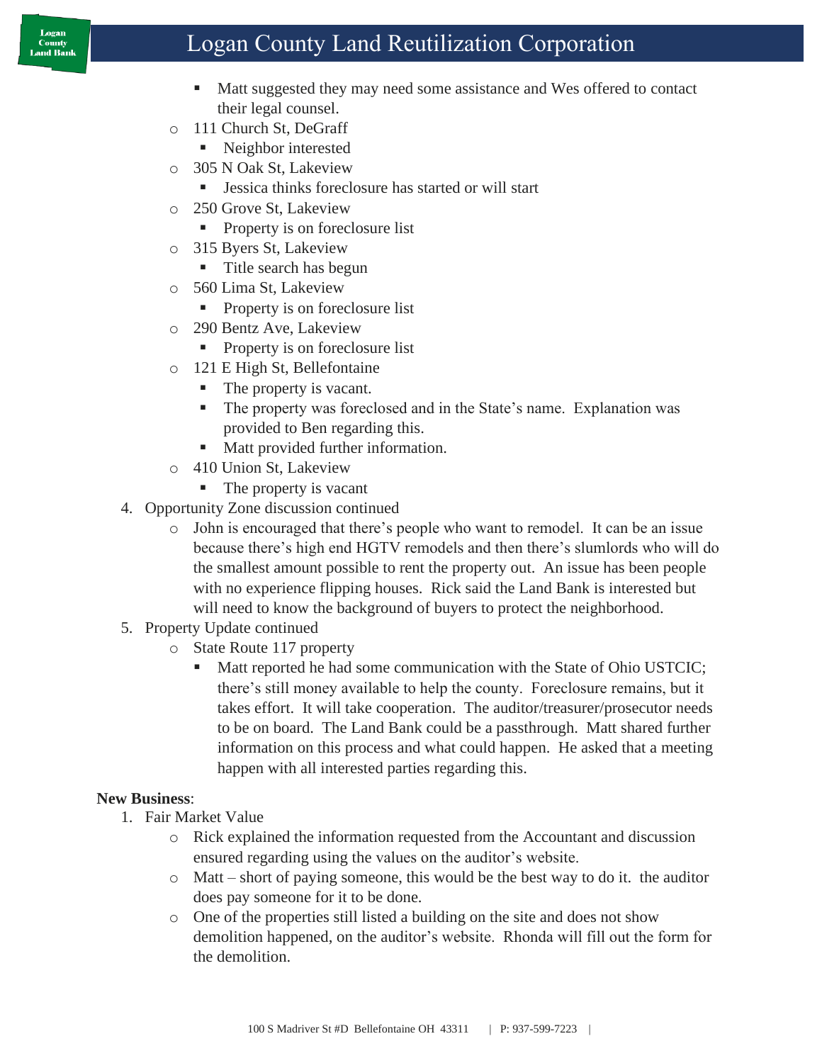- Matt suggested they may need some assistance and Wes offered to contact their legal counsel.
   - 111 Church St, DeGraff
      - Neighbor interested
   - 305 N Oak St, Lakeview
      - Jessica thinks foreclosure has started or will start
   - 250 Grove St, Lakeview
      - Property is on foreclosure list
   - 315 Byers St, Lakeview
      - Title search has begun
   - 560 Lima St, Lakeview
      - Property is on foreclosure list
   - 290 Bentz Ave, Lakeview
      - Property is on foreclosure list
   - 121 E High St, Bellefontaine
      - The property is vacant.
      - The property was foreclosed and in the State's name. Explanation was provided to Ben regarding this.
      - Matt provided further information.
   - 410 Union St, Lakeview
      - The property is vacant
4. Opportunity Zone discussion continued
   - John is encouraged that there's people who want to remodel. It can be an issue because there's high end HGTV remodels and then there's slumlords who will do the smallest amount possible to rent the property out. An issue has been people with no experience flipping houses. Rick said the Land Bank is interested but will need to know the background of buyers to protect the neighborhood.
5. Property Update continued
   - State Route 117 property
      - Matt reported he had some communication with the State of Ohio USTCIC; there's still money available to help the county. Foreclosure remains, but it takes effort. It will take cooperation. The auditor/treasurer/prosecutor needs to be on board. The Land Bank could be a passthrough. Matt shared further information on this process and what could happen. He asked that a meeting happen with all interested parties regarding this.

**New Business**:

1. Fair Market Value
   - Rick explained the information requested from the Accountant and discussion ensured regarding using the values on the auditor's website.
   - Matt – short of paying someone, this would be the best way to do it. the auditor does pay someone for it to be done.
   - One of the properties still listed a building on the site and does not show demolition happened, on the auditor's website. Rhonda will fill out the form for the demolition.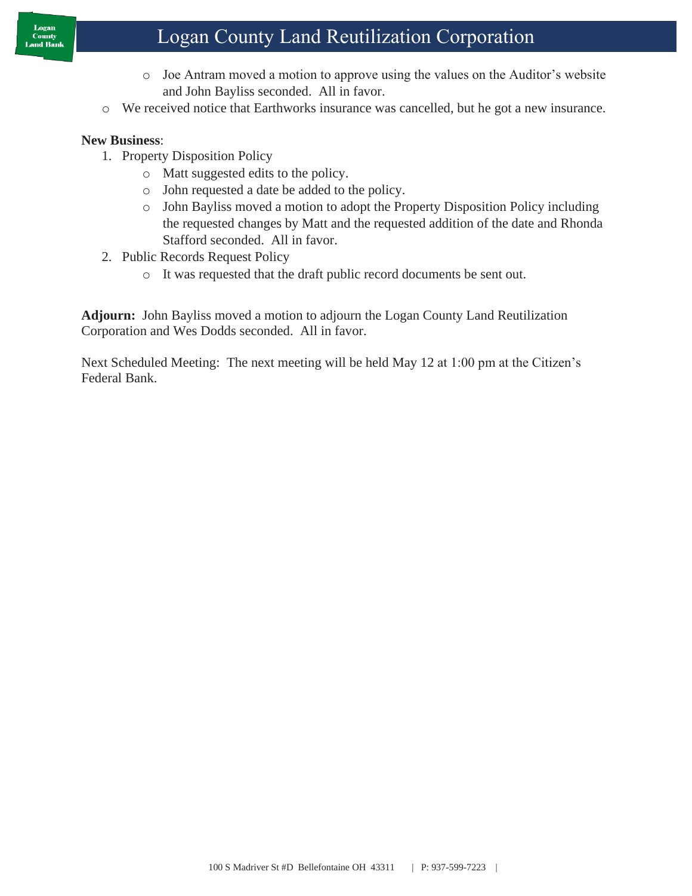- Joe Antram moved a motion to approve using the values on the Auditor's website and John Bayliss seconded. All in favor.
- We received notice that Earthworks insurance was cancelled, but he got a new insurance.

**New Business**:

1. Property Disposition Policy
   - Matt suggested edits to the policy.
   - John requested a date be added to the policy.
   - John Bayliss moved a motion to adopt the Property Disposition Policy including the requested changes by Matt and the requested addition of the date and Rhonda Stafford seconded. All in favor.
2. Public Records Request Policy
   - It was requested that the draft public record documents be sent out.

**Adjourn:** John Bayliss moved a motion to adjourn the Logan County Land Reutilization Corporation and Wes Dodds seconded. All in favor.

Next Scheduled Meeting: The next meeting will be held May 12 at 1:00 pm at the Citizen's Federal Bank.